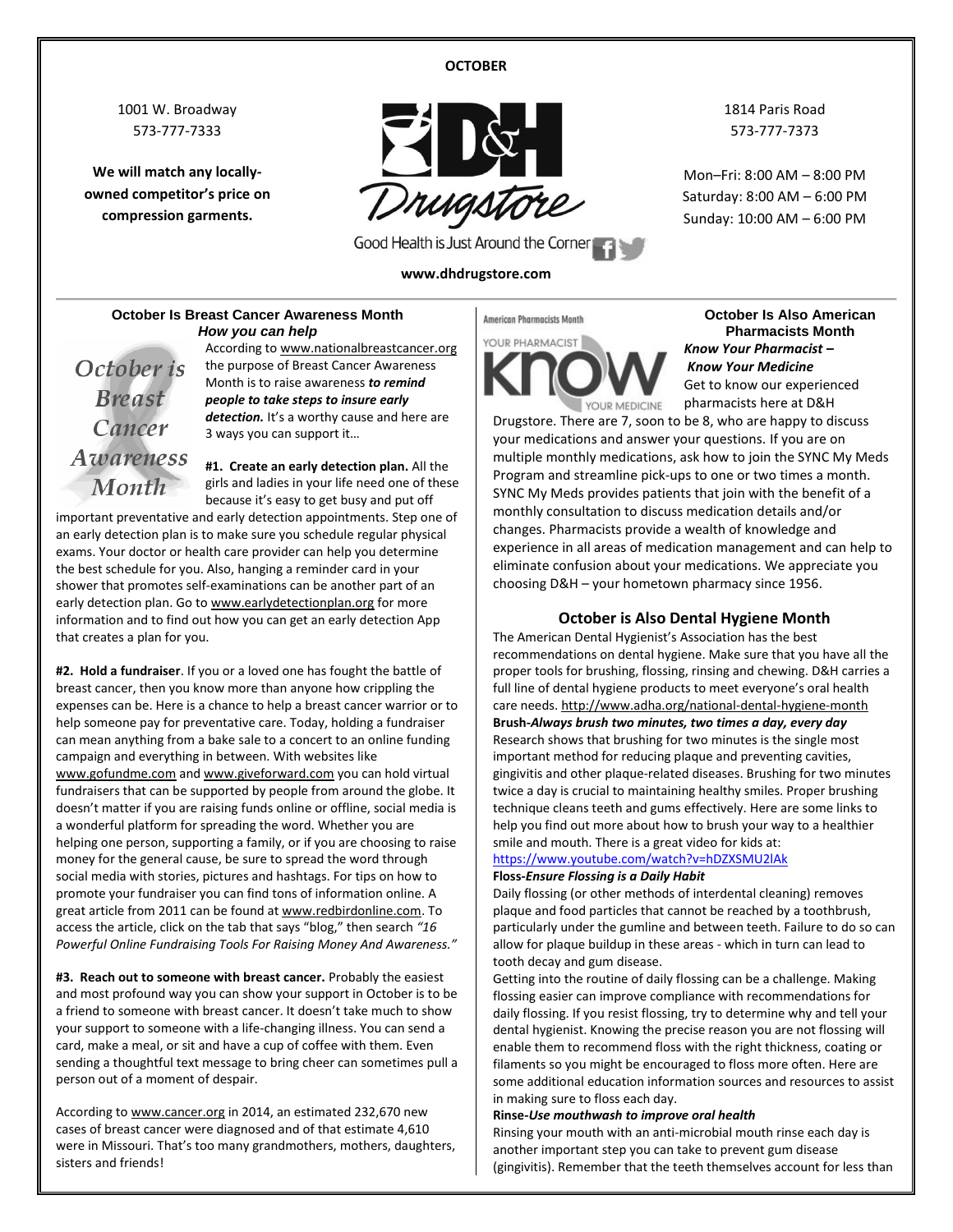**OCTOBER**

1001 W. Broadway
573-777-7333

**We will match any locally-owned competitor's price on compression garments.**

D&H Drugstore

Good Health is Just Around the Corner

**www.dhdrugstore.com**

1814 Paris Road
573-777-7373

Mon–Fri: 8:00 AM – 8:00 PM
Saturday: 8:00 AM – 6:00 PM
Sunday: 10:00 AM – 6:00 PM

## October Is Breast Cancer Awareness Month

### *How you can help*

*October is Breast Cancer Awareness Month*

According to www.nationalbreastcancer.org the purpose of Breast Cancer Awareness Month is to raise awareness ***to remind people to take steps to insure early detection.*** It's a worthy cause and here are 3 ways you can support it…

**#1. Create an early detection plan.** All the girls and ladies in your life need one of these because it's easy to get busy and put off important preventative and early detection appointments. Step one of an early detection plan is to make sure you schedule regular physical exams. Your doctor or health care provider can help you determine the best schedule for you. Also, hanging a reminder card in your shower that promotes self-examinations can be another part of an early detection plan. Go to www.earlydetectionplan.org for more information and to find out how you can get an early detection App that creates a plan for you.

**#2. Hold a fundraiser**. If you or a loved one has fought the battle of breast cancer, then you know more than anyone how crippling the expenses can be. Here is a chance to help a breast cancer warrior or to help someone pay for preventative care. Today, holding a fundraiser can mean anything from a bake sale to a concert to an online funding campaign and everything in between. With websites like www.gofundme.com and www.giveforward.com you can hold virtual fundraisers that can be supported by people from around the globe. It doesn't matter if you are raising funds online or offline, social media is a wonderful platform for spreading the word. Whether you are helping one person, supporting a family, or if you are choosing to raise money for the general cause, be sure to spread the word through social media with stories, pictures and hashtags. For tips on how to promote your fundraiser you can find tons of information online. A great article from 2011 can be found at www.redbirdonline.com. To access the article, click on the tab that says "blog," then search *"16 Powerful Online Fundraising Tools For Raising Money And Awareness."*

**#3. Reach out to someone with breast cancer.** Probably the easiest and most profound way you can show your support in October is to be a friend to someone with breast cancer. It doesn't take much to show your support to someone with a life-changing illness. You can send a card, make a meal, or sit and have a cup of coffee with them. Even sending a thoughtful text message to bring cheer can sometimes pull a person out of a moment of despair.

According to www.cancer.org in 2014, an estimated 232,670 new cases of breast cancer were diagnosed and of that estimate 4,610 were in Missouri. That's too many grandmothers, mothers, daughters, sisters and friends!

## October Is Also American Pharmacists Month

American Pharmacists Month — YOUR PHARMACIST KNOW YOUR MEDICINE

***Know Your Pharmacist – Know Your Medicine***

Get to know our experienced pharmacists here at D&H Drugstore. There are 7, soon to be 8, who are happy to discuss your medications and answer your questions. If you are on multiple monthly medications, ask how to join the SYNC My Meds Program and streamline pick-ups to one or two times a month. SYNC My Meds provides patients that join with the benefit of a monthly consultation to discuss medication details and/or changes. Pharmacists provide a wealth of knowledge and experience in all areas of medication management and can help to eliminate confusion about your medications. We appreciate you choosing D&H – your hometown pharmacy since 1956.

## October is Also Dental Hygiene Month

The American Dental Hygienist's Association has the best recommendations on dental hygiene. Make sure that you have all the proper tools for brushing, flossing, rinsing and chewing. D&H carries a full line of dental hygiene products to meet everyone's oral health care needs. http://www.adha.org/national-dental-hygiene-month

**Brush-*Always brush two minutes, two times a day, every day***

Research shows that brushing for two minutes is the single most important method for reducing plaque and preventing cavities, gingivitis and other plaque-related diseases. Brushing for two minutes twice a day is crucial to maintaining healthy smiles. Proper brushing technique cleans teeth and gums effectively. Here are some links to help you find out more about how to brush your way to a healthier smile and mouth. There is a great video for kids at: https://www.youtube.com/watch?v=hDZXSMU2lAk

**Floss-*Ensure Flossing is a Daily Habit***

Daily flossing (or other methods of interdental cleaning) removes plaque and food particles that cannot be reached by a toothbrush, particularly under the gumline and between teeth. Failure to do so can allow for plaque buildup in these areas - which in turn can lead to tooth decay and gum disease.

Getting into the routine of daily flossing can be a challenge. Making flossing easier can improve compliance with recommendations for daily flossing. If you resist flossing, try to determine why and tell your dental hygienist. Knowing the precise reason you are not flossing will enable them to recommend floss with the right thickness, coating or filaments so you might be encouraged to floss more often. Here are some additional education information sources and resources to assist in making sure to floss each day.

**Rinse-*Use mouthwash to improve oral health***

Rinsing your mouth with an anti-microbial mouth rinse each day is another important step you can take to prevent gum disease (gingivitis). Remember that the teeth themselves account for less than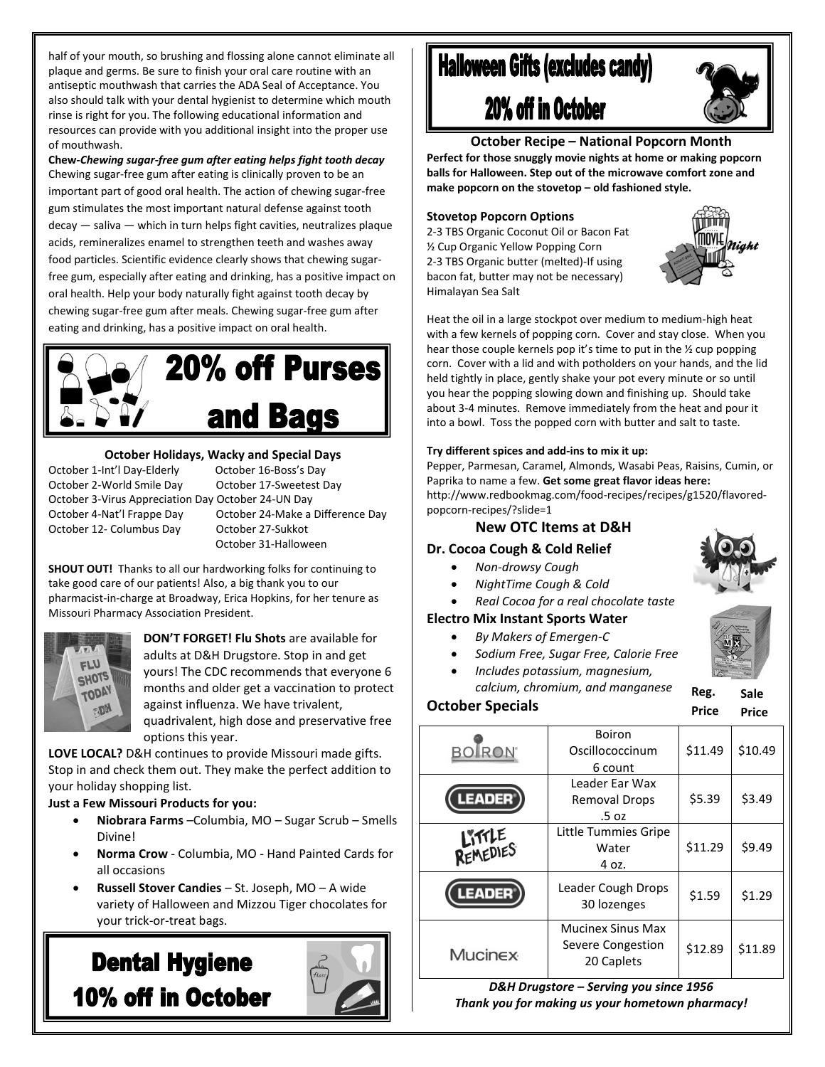half of your mouth, so brushing and flossing alone cannot eliminate all plaque and germs. Be sure to finish your oral care routine with an antiseptic mouthwash that carries the ADA Seal of Acceptance. You also should talk with your dental hygienist to determine which mouth rinse is right for you. The following educational information and resources can provide with you additional insight into the proper use of mouthwash.

**Chew-*Chewing sugar-free gum after eating helps fight tooth decay***
Chewing sugar-free gum after eating is clinically proven to be an important part of good oral health. The action of chewing sugar-free gum stimulates the most important natural defense against tooth decay — saliva — which in turn helps fight cavities, neutralizes plaque acids, remineralizes enamel to strengthen teeth and washes away food particles. Scientific evidence clearly shows that chewing sugar-free gum, especially after eating and drinking, has a positive impact on oral health. Help your body naturally fight against tooth decay by chewing sugar-free gum after meals. Chewing sugar-free gum after eating and drinking, has a positive impact on oral health.

# 20% off Purses and Bags

### October Holidays, Wacky and Special Days

October 1-Int'l Day-Elderly
October 2-World Smile Day
October 3-Virus Appreciation Day
October 4-Nat'l Frappe Day
October 12- Columbus Day
October 16-Boss's Day
October 17-Sweetest Day
October 24-UN Day
October 24-Make a Difference Day
October 27-Sukkot
October 31-Halloween

**SHOUT OUT!** Thanks to all our hardworking folks for continuing to take good care of our patients! Also, a big thank you to our pharmacist-in-charge at Broadway, Erica Hopkins, for her tenure as Missouri Pharmacy Association President.

**DON'T FORGET! Flu Shots** are available for adults at D&H Drugstore. Stop in and get yours! The CDC recommends that everyone 6 months and older get a vaccination to protect against influenza. We have trivalent, quadrivalent, high dose and preservative free options this year.

**LOVE LOCAL?** D&H continues to provide Missouri made gifts. Stop in and check them out. They make the perfect addition to your holiday shopping list.

**Just a Few Missouri Products for you:**

- **Niobrara Farms** –Columbia, MO – Sugar Scrub – Smells Divine!
- **Norma Crow** - Columbia, MO - Hand Painted Cards for all occasions
- **Russell Stover Candies** – St. Joseph, MO – A wide variety of Halloween and Mizzou Tiger chocolates for your trick-or-treat bags.

# Dental Hygiene 10% off in October

# Halloween Gifts (excludes candy) 20% off in October

### October Recipe – National Popcorn Month

**Perfect for those snuggly movie nights at home or making popcorn balls for Halloween. Step out of the microwave comfort zone and make popcorn on the stovetop – old fashioned style.**

**Stovetop Popcorn Options**
2-3 TBS Organic Coconut Oil or Bacon Fat
½ Cup Organic Yellow Popping Corn
2-3 TBS Organic butter (melted)-If using bacon fat, butter may not be necessary)
Himalayan Sea Salt

Heat the oil in a large stockpot over medium to medium-high heat with a few kernels of popping corn. Cover and stay close. When you hear those couple kernels pop it's time to put in the ½ cup popping corn. Cover with a lid and with potholders on your hands, and the lid held tightly in place, gently shake your pot every minute or so until you hear the popping slowing down and finishing up. Should take about 3-4 minutes. Remove immediately from the heat and pour it into a bowl. Toss the popped corn with butter and salt to taste.

**Try different spices and add-ins to mix it up:**
Pepper, Parmesan, Caramel, Almonds, Wasabi Peas, Raisins, Cumin, or Paprika to name a few. **Get some great flavor ideas here:** http://www.redbookmag.com/food-recipes/recipes/g1520/flavored-popcorn-recipes/?slide=1

### New OTC Items at D&H

**Dr. Cocoa Cough & Cold Relief**

- *Non-drowsy Cough*
- *NightTime Cough & Cold*
- *Real Cocoa for a real chocolate taste*

**Electro Mix Instant Sports Water**

- *By Makers of Emergen-C*
- *Sodium Free, Sugar Free, Calorie Free*
- *Includes potassium, magnesium, calcium, chromium, and manganese*

### October Specials

| | | Reg. Price | Sale Price |
|---|---|---|---|
| BOIRON | Boiron Oscillococcinum 6 count | \$11.49 | \$10.49 |
| LEADER | Leader Ear Wax Removal Drops .5 oz | \$5.39 | \$3.49 |
| LITTLE REMEDIES | Little Tummies Gripe Water 4 oz. | \$11.29 | \$9.49 |
| LEADER | Leader Cough Drops 30 lozenges | \$1.59 | \$1.29 |
| Mucinex | Mucinex Sinus Max Severe Congestion 20 Caplets | \$12.89 | \$11.89 |

***D&H Drugstore – Serving you since 1956***
***Thank you for making us your hometown pharmacy!***